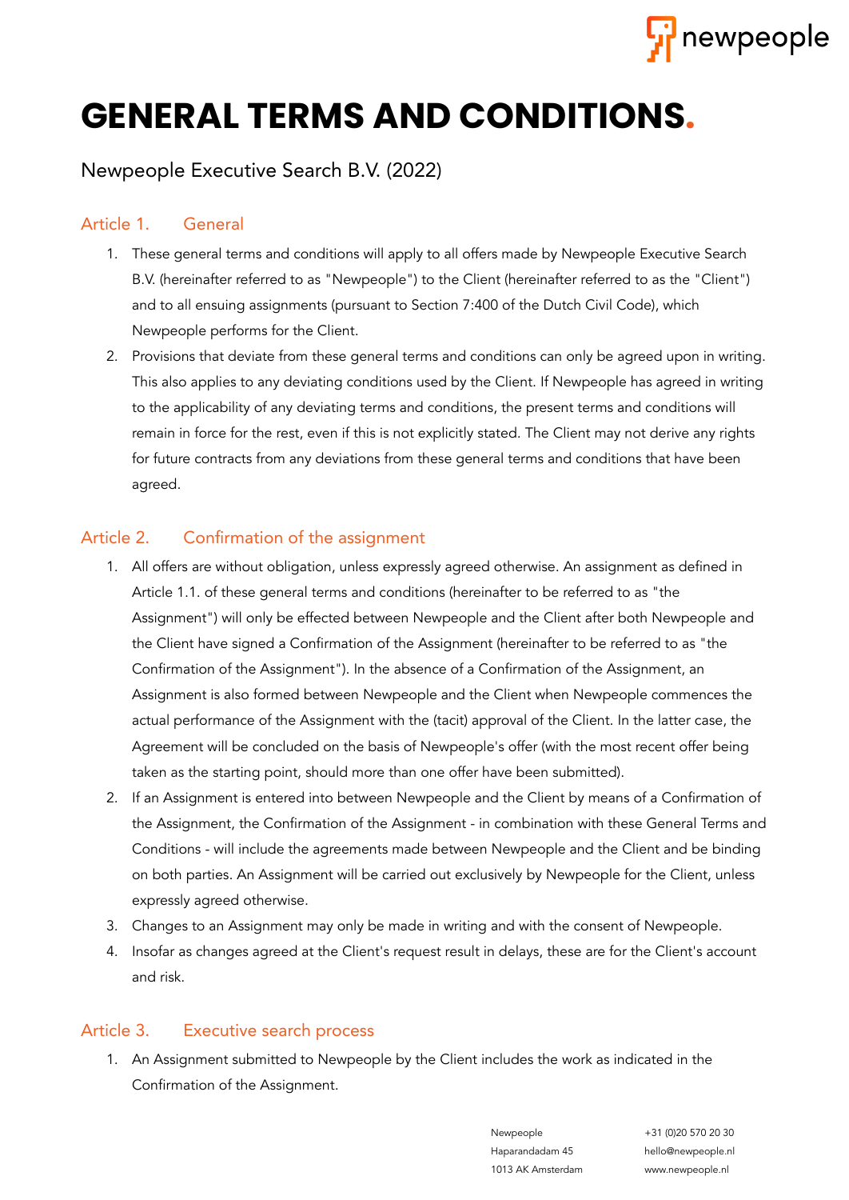# GENERAL TERMS AND CONDITIONS.

Newpeople Executive Search B.V. (2022)

## Article 1. General

1. These general terms and conditions will apply to all offers made by Newpeople Executive Search B.V. (hereinafter referred to as "Newpeople") to the Client (hereinafter referred to as the "Client") and to all ensuing assignments (pursuant to Section 7:400 of the Dutch Civil Code), which Newpeople performs for the Client.
2. Provisions that deviate from these general terms and conditions can only be agreed upon in writing. This also applies to any deviating conditions used by the Client. If Newpeople has agreed in writing to the applicability of any deviating terms and conditions, the present terms and conditions will remain in force for the rest, even if this is not explicitly stated. The Client may not derive any rights for future contracts from any deviations from these general terms and conditions that have been agreed.

## Article 2. Confirmation of the assignment

1. All offers are without obligation, unless expressly agreed otherwise. An assignment as defined in Article 1.1. of these general terms and conditions (hereinafter to be referred to as "the Assignment") will only be effected between Newpeople and the Client after both Newpeople and the Client have signed a Confirmation of the Assignment (hereinafter to be referred to as "the Confirmation of the Assignment"). In the absence of a Confirmation of the Assignment, an Assignment is also formed between Newpeople and the Client when Newpeople commences the actual performance of the Assignment with the (tacit) approval of the Client. In the latter case, the Agreement will be concluded on the basis of Newpeople's offer (with the most recent offer being taken as the starting point, should more than one offer have been submitted).
2. If an Assignment is entered into between Newpeople and the Client by means of a Confirmation of the Assignment, the Confirmation of the Assignment - in combination with these General Terms and Conditions - will include the agreements made between Newpeople and the Client and be binding on both parties. An Assignment will be carried out exclusively by Newpeople for the Client, unless expressly agreed otherwise.
3. Changes to an Assignment may only be made in writing and with the consent of Newpeople.
4. Insofar as changes agreed at the Client's request result in delays, these are for the Client's account and risk.

## Article 3. Executive search process

1. An Assignment submitted to Newpeople by the Client includes the work as indicated in the Confirmation of the Assignment.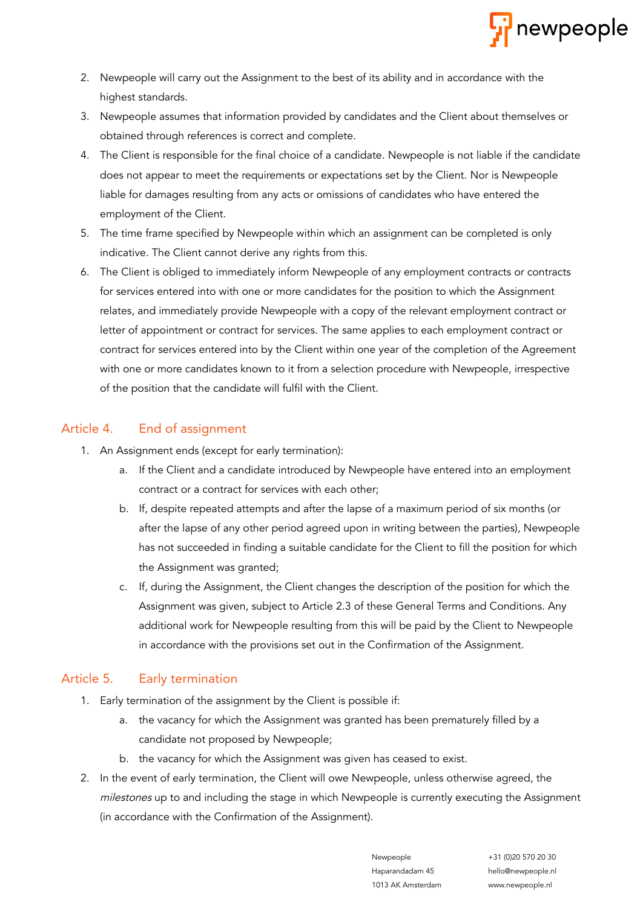2. Newpeople will carry out the Assignment to the best of its ability and in accordance with the highest standards.
3. Newpeople assumes that information provided by candidates and the Client about themselves or obtained through references is correct and complete.
4. The Client is responsible for the final choice of a candidate. Newpeople is not liable if the candidate does not appear to meet the requirements or expectations set by the Client. Nor is Newpeople liable for damages resulting from any acts or omissions of candidates who have entered the employment of the Client.
5. The time frame specified by Newpeople within which an assignment can be completed is only indicative. The Client cannot derive any rights from this.
6. The Client is obliged to immediately inform Newpeople of any employment contracts or contracts for services entered into with one or more candidates for the position to which the Assignment relates, and immediately provide Newpeople with a copy of the relevant employment contract or letter of appointment or contract for services. The same applies to each employment contract or contract for services entered into by the Client within one year of the completion of the Agreement with one or more candidates known to it from a selection procedure with Newpeople, irrespective of the position that the candidate will fulfil with the Client.

## Article 4. End of assignment

1. An Assignment ends (except for early termination):
   a. If the Client and a candidate introduced by Newpeople have entered into an employment contract or a contract for services with each other;
   b. If, despite repeated attempts and after the lapse of a maximum period of six months (or after the lapse of any other period agreed upon in writing between the parties), Newpeople has not succeeded in finding a suitable candidate for the Client to fill the position for which the Assignment was granted;
   c. If, during the Assignment, the Client changes the description of the position for which the Assignment was given, subject to Article 2.3 of these General Terms and Conditions. Any additional work for Newpeople resulting from this will be paid by the Client to Newpeople in accordance with the provisions set out in the Confirmation of the Assignment.

## Article 5. Early termination

1. Early termination of the assignment by the Client is possible if:
   a. the vacancy for which the Assignment was granted has been prematurely filled by a candidate not proposed by Newpeople;
   b. the vacancy for which the Assignment was given has ceased to exist.
2. In the event of early termination, the Client will owe Newpeople, unless otherwise agreed, the *milestones* up to and including the stage in which Newpeople is currently executing the Assignment (in accordance with the Confirmation of the Assignment).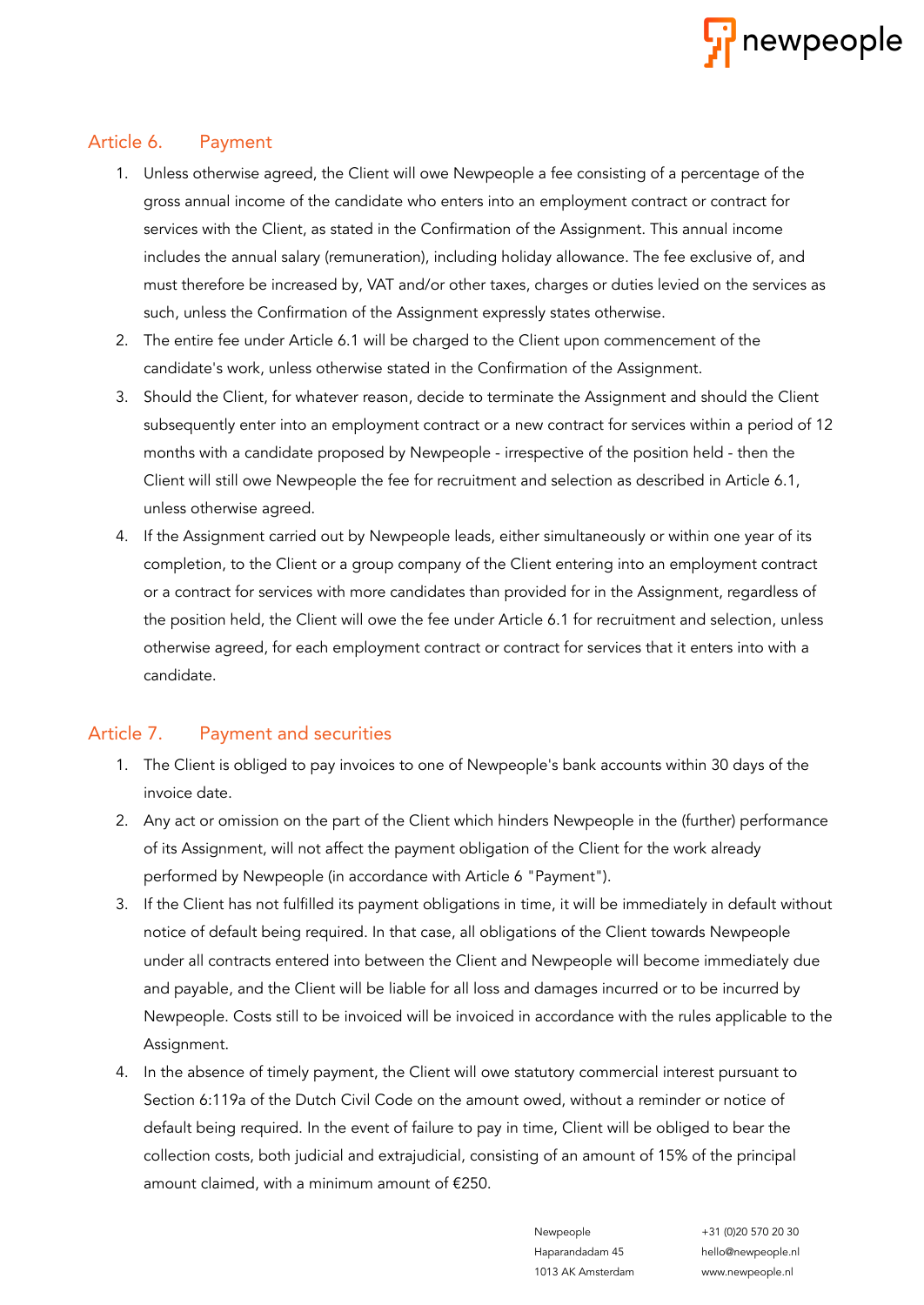## Article 6. Payment

1. Unless otherwise agreed, the Client will owe Newpeople a fee consisting of a percentage of the gross annual income of the candidate who enters into an employment contract or contract for services with the Client, as stated in the Confirmation of the Assignment. This annual income includes the annual salary (remuneration), including holiday allowance. The fee exclusive of, and must therefore be increased by, VAT and/or other taxes, charges or duties levied on the services as such, unless the Confirmation of the Assignment expressly states otherwise.
2. The entire fee under Article 6.1 will be charged to the Client upon commencement of the candidate's work, unless otherwise stated in the Confirmation of the Assignment.
3. Should the Client, for whatever reason, decide to terminate the Assignment and should the Client subsequently enter into an employment contract or a new contract for services within a period of 12 months with a candidate proposed by Newpeople - irrespective of the position held - then the Client will still owe Newpeople the fee for recruitment and selection as described in Article 6.1, unless otherwise agreed.
4. If the Assignment carried out by Newpeople leads, either simultaneously or within one year of its completion, to the Client or a group company of the Client entering into an employment contract or a contract for services with more candidates than provided for in the Assignment, regardless of the position held, the Client will owe the fee under Article 6.1 for recruitment and selection, unless otherwise agreed, for each employment contract or contract for services that it enters into with a candidate.

## Article 7. Payment and securities

1. The Client is obliged to pay invoices to one of Newpeople's bank accounts within 30 days of the invoice date.
2. Any act or omission on the part of the Client which hinders Newpeople in the (further) performance of its Assignment, will not affect the payment obligation of the Client for the work already performed by Newpeople (in accordance with Article 6 "Payment").
3. If the Client has not fulfilled its payment obligations in time, it will be immediately in default without notice of default being required. In that case, all obligations of the Client towards Newpeople under all contracts entered into between the Client and Newpeople will become immediately due and payable, and the Client will be liable for all loss and damages incurred or to be incurred by Newpeople. Costs still to be invoiced will be invoiced in accordance with the rules applicable to the Assignment.
4. In the absence of timely payment, the Client will owe statutory commercial interest pursuant to Section 6:119a of the Dutch Civil Code on the amount owed, without a reminder or notice of default being required. In the event of failure to pay in time, Client will be obliged to bear the collection costs, both judicial and extrajudicial, consisting of an amount of 15% of the principal amount claimed, with a minimum amount of €250.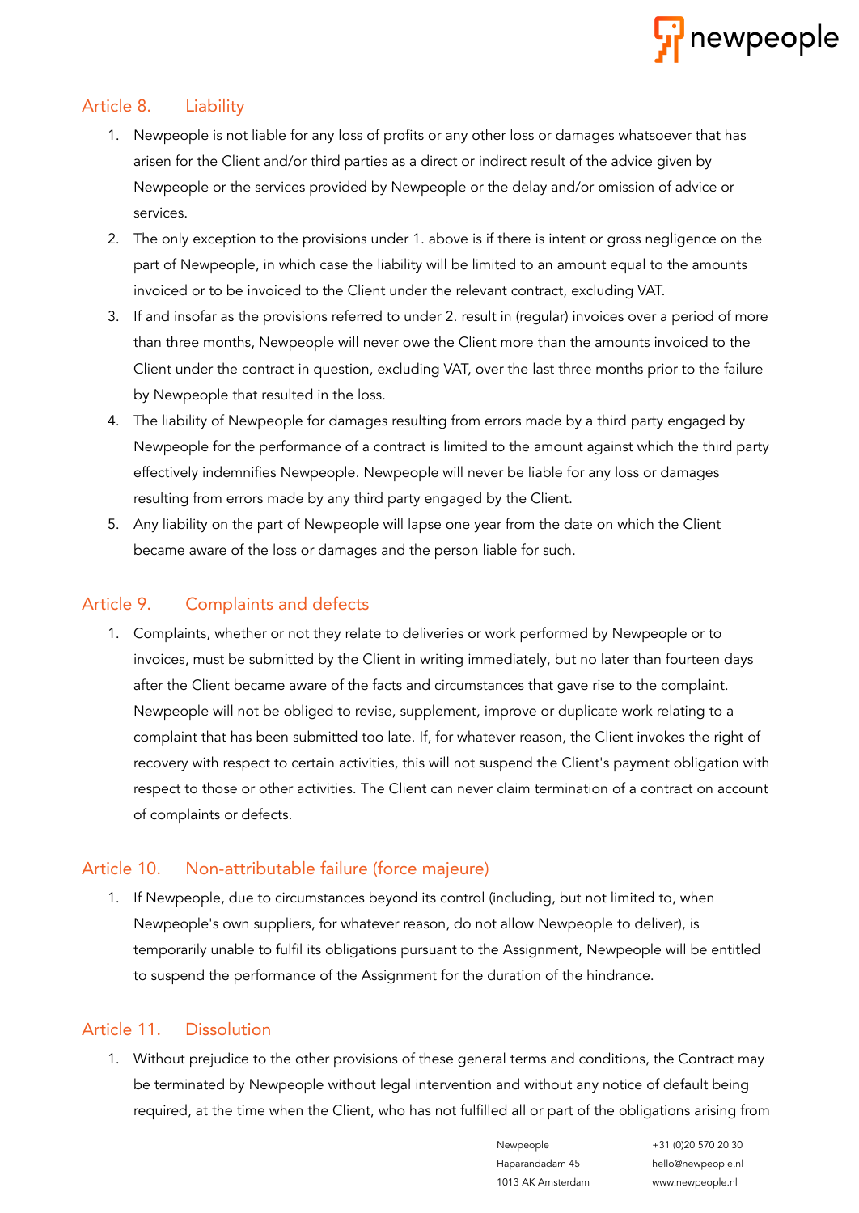## Article 8. Liability

1. Newpeople is not liable for any loss of profits or any other loss or damages whatsoever that has arisen for the Client and/or third parties as a direct or indirect result of the advice given by Newpeople or the services provided by Newpeople or the delay and/or omission of advice or services.
2. The only exception to the provisions under 1. above is if there is intent or gross negligence on the part of Newpeople, in which case the liability will be limited to an amount equal to the amounts invoiced or to be invoiced to the Client under the relevant contract, excluding VAT.
3. If and insofar as the provisions referred to under 2. result in (regular) invoices over a period of more than three months, Newpeople will never owe the Client more than the amounts invoiced to the Client under the contract in question, excluding VAT, over the last three months prior to the failure by Newpeople that resulted in the loss.
4. The liability of Newpeople for damages resulting from errors made by a third party engaged by Newpeople for the performance of a contract is limited to the amount against which the third party effectively indemnifies Newpeople. Newpeople will never be liable for any loss or damages resulting from errors made by any third party engaged by the Client.
5. Any liability on the part of Newpeople will lapse one year from the date on which the Client became aware of the loss or damages and the person liable for such.

## Article 9. Complaints and defects

1. Complaints, whether or not they relate to deliveries or work performed by Newpeople or to invoices, must be submitted by the Client in writing immediately, but no later than fourteen days after the Client became aware of the facts and circumstances that gave rise to the complaint. Newpeople will not be obliged to revise, supplement, improve or duplicate work relating to a complaint that has been submitted too late. If, for whatever reason, the Client invokes the right of recovery with respect to certain activities, this will not suspend the Client's payment obligation with respect to those or other activities. The Client can never claim termination of a contract on account of complaints or defects.

## Article 10. Non-attributable failure (force majeure)

1. If Newpeople, due to circumstances beyond its control (including, but not limited to, when Newpeople's own suppliers, for whatever reason, do not allow Newpeople to deliver), is temporarily unable to fulfil its obligations pursuant to the Assignment, Newpeople will be entitled to suspend the performance of the Assignment for the duration of the hindrance.

## Article 11. Dissolution

1. Without prejudice to the other provisions of these general terms and conditions, the Contract may be terminated by Newpeople without legal intervention and without any notice of default being required, at the time when the Client, who has not fulfilled all or part of the obligations arising from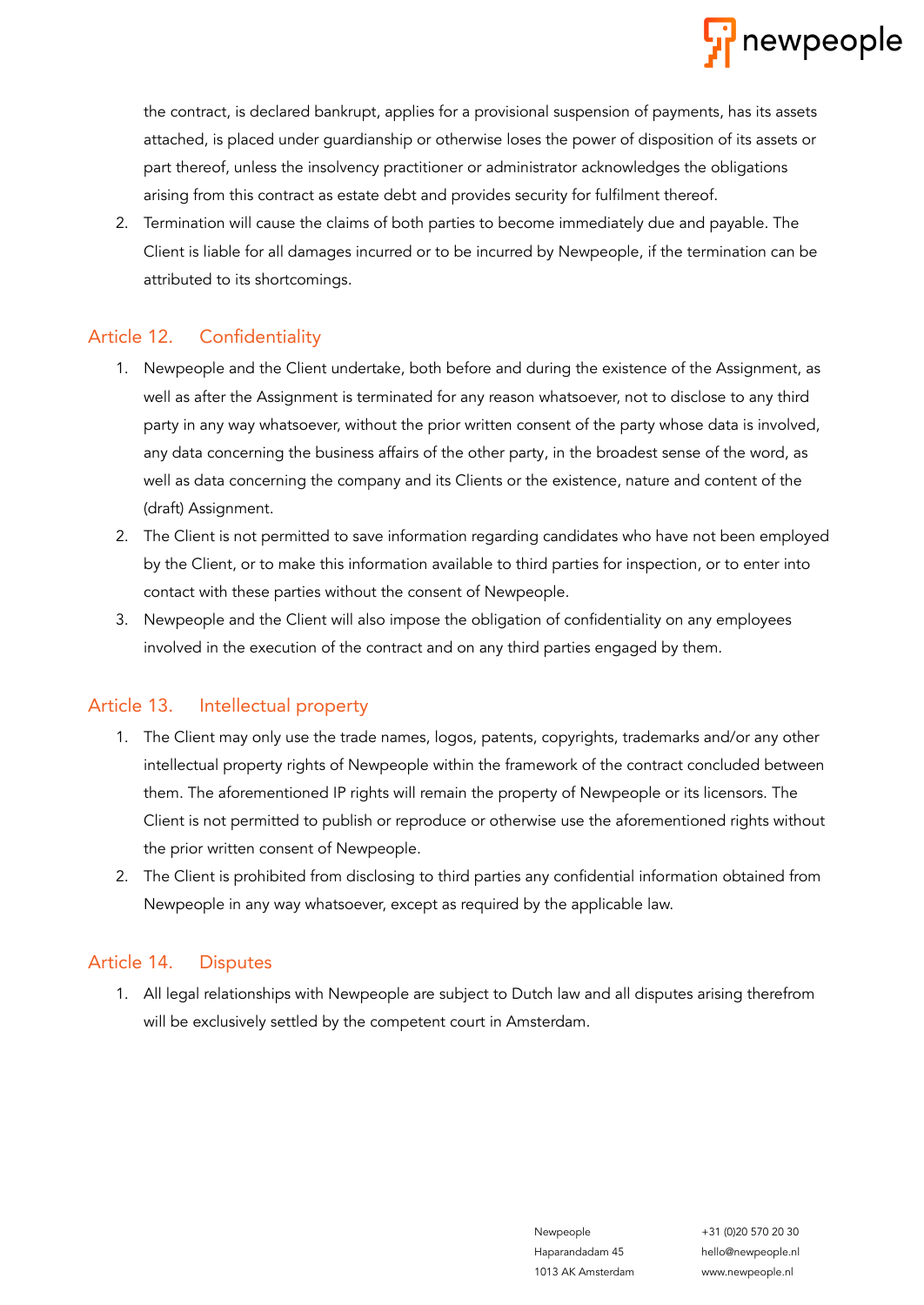the contract, is declared bankrupt, applies for a provisional suspension of payments, has its assets attached, is placed under guardianship or otherwise loses the power of disposition of its assets or part thereof, unless the insolvency practitioner or administrator acknowledges the obligations arising from this contract as estate debt and provides security for fulfilment thereof.

2. Termination will cause the claims of both parties to become immediately due and payable. The Client is liable for all damages incurred or to be incurred by Newpeople, if the termination can be attributed to its shortcomings.

## Article 12. Confidentiality

1. Newpeople and the Client undertake, both before and during the existence of the Assignment, as well as after the Assignment is terminated for any reason whatsoever, not to disclose to any third party in any way whatsoever, without the prior written consent of the party whose data is involved, any data concerning the business affairs of the other party, in the broadest sense of the word, as well as data concerning the company and its Clients or the existence, nature and content of the (draft) Assignment.
2. The Client is not permitted to save information regarding candidates who have not been employed by the Client, or to make this information available to third parties for inspection, or to enter into contact with these parties without the consent of Newpeople.
3. Newpeople and the Client will also impose the obligation of confidentiality on any employees involved in the execution of the contract and on any third parties engaged by them.

## Article 13. Intellectual property

1. The Client may only use the trade names, logos, patents, copyrights, trademarks and/or any other intellectual property rights of Newpeople within the framework of the contract concluded between them. The aforementioned IP rights will remain the property of Newpeople or its licensors. The Client is not permitted to publish or reproduce or otherwise use the aforementioned rights without the prior written consent of Newpeople.
2. The Client is prohibited from disclosing to third parties any confidential information obtained from Newpeople in any way whatsoever, except as required by the applicable law.

## Article 14. Disputes

1. All legal relationships with Newpeople are subject to Dutch law and all disputes arising therefrom will be exclusively settled by the competent court in Amsterdam.